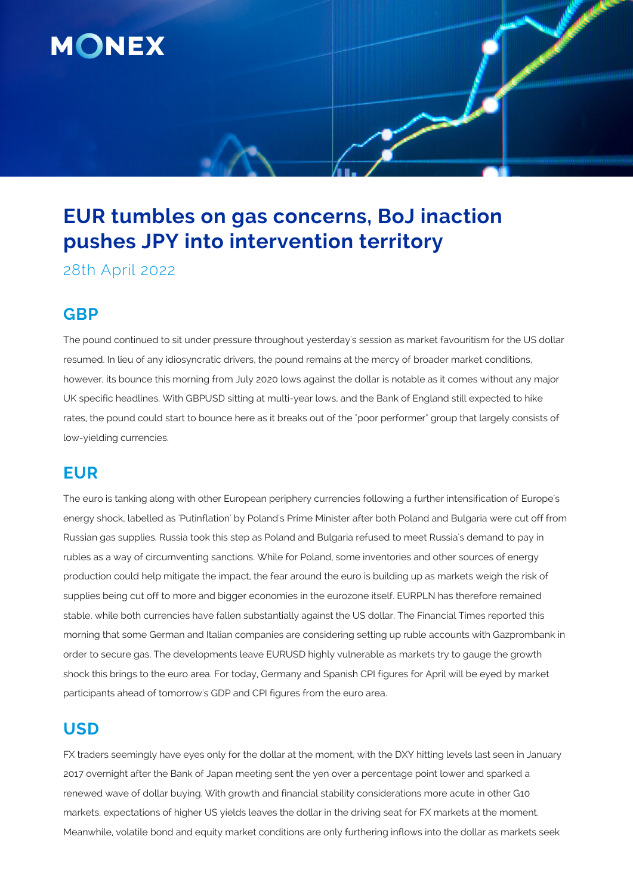# EUR tumbles on gas concerns, BoJ inaction pushes JPY into intervention territory

28th April 2022

## GBP

The pound continued to sit under pressure throughout yesterday's session as market favouritism for the US dollar resumed. In lieu of any idiosyncratic drivers, the pound remains at the mercy of broader market conditions, however, its bounce this morning from July 2020 lows against the dollar is notable as it comes without any major UK specific headlines. With GBPUSD sitting at multi-year lows, and the Bank of England still expected to hike rates, the pound could start to bounce here as it breaks out of the "poor performer" group that largely consists of low-yielding currencies.

## EUR

The euro is tanking along with other European periphery currencies following a further intensification of Europe's energy shock, labelled as 'Putinflation' by Poland's Prime Minister after both Poland and Bulgaria were cut off from Russian gas supplies. Russia took this step as Poland and Bulgaria refused to meet Russia's demand to pay in rubles as a way of circumventing sanctions. While for Poland, some inventories and other sources of energy production could help mitigate the impact, the fear around the euro is building up as markets weigh the risk of supplies being cut off to more and bigger economies in the eurozone itself. EURPLN has therefore remained stable, while both currencies have fallen substantially against the US dollar. The Financial Times reported this morning that some German and Italian companies are considering setting up ruble accounts with Gazprombank in order to secure gas. The developments leave EURUSD highly vulnerable as markets try to gauge the growth shock this brings to the euro area. For today, Germany and Spanish CPI figures for April will be eyed by market participants ahead of tomorrow's GDP and CPI figures from the euro area.

## USD

FX traders seemingly have eyes only for the dollar at the moment, with the DXY hitting levels last seen in January 2017 overnight after the Bank of Japan meeting sent the yen over a percentage point lower and sparked a renewed wave of dollar buying. With growth and financial stability considerations more acute in other G10 markets, expectations of higher US yields leaves the dollar in the driving seat for FX markets at the moment. Meanwhile, volatile bond and equity market conditions are only furthering inflows into the dollar as markets seek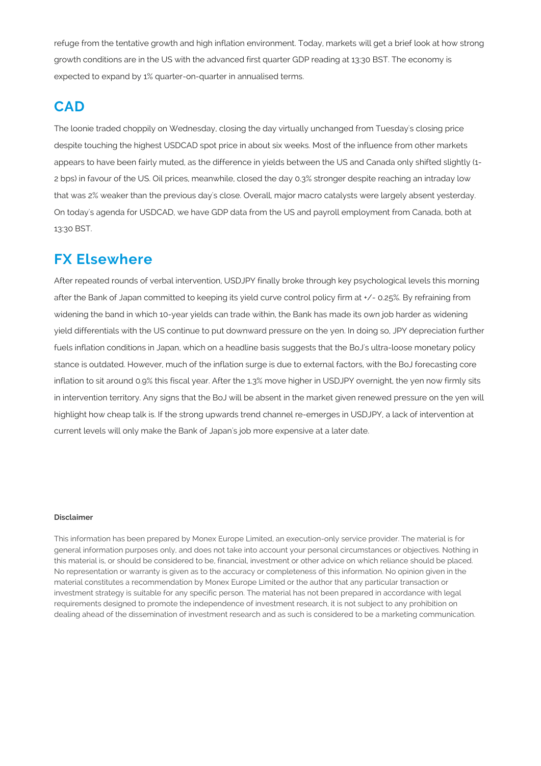refuge from the tentative growth and high inflation environment. Today, markets will get a brief look at how strong growth conditions are in the US with the advanced first quarter GDP reading at 13:30 BST. The economy is expected to expand by 1% quarter-on-quarter in annualised terms.

## CAD

The loonie traded choppily on Wednesday, closing the day virtually unchanged from Tuesday's closing price despite touching the highest USDCAD spot price in about six weeks. Most of the influence from other markets appears to have been fairly muted, as the difference in yields between the US and Canada only shifted slightly (1-2 bps) in favour of the US. Oil prices, meanwhile, closed the day 0.3% stronger despite reaching an intraday low that was 2% weaker than the previous day's close. Overall, major macro catalysts were largely absent yesterday. On today's agenda for USDCAD, we have GDP data from the US and payroll employment from Canada, both at 13:30 BST.

## FX Elsewhere

After repeated rounds of verbal intervention, USDJPY finally broke through key psychological levels this morning after the Bank of Japan committed to keeping its yield curve control policy firm at +/- 0.25%. By refraining from widening the band in which 10-year yields can trade within, the Bank has made its own job harder as widening yield differentials with the US continue to put downward pressure on the yen. In doing so, JPY depreciation further fuels inflation conditions in Japan, which on a headline basis suggests that the BoJ's ultra-loose monetary policy stance is outdated. However, much of the inflation surge is due to external factors, with the BoJ forecasting core inflation to sit around 0.9% this fiscal year. After the 1.3% move higher in USDJPY overnight, the yen now firmly sits in intervention territory. Any signs that the BoJ will be absent in the market given renewed pressure on the yen will highlight how cheap talk is. If the strong upwards trend channel re-emerges in USDJPY, a lack of intervention at current levels will only make the Bank of Japan's job more expensive at a later date.

**Disclaimer**

This information has been prepared by Monex Europe Limited, an execution-only service provider. The material is for general information purposes only, and does not take into account your personal circumstances or objectives. Nothing in this material is, or should be considered to be, financial, investment or other advice on which reliance should be placed. No representation or warranty is given as to the accuracy or completeness of this information. No opinion given in the material constitutes a recommendation by Monex Europe Limited or the author that any particular transaction or investment strategy is suitable for any specific person. The material has not been prepared in accordance with legal requirements designed to promote the independence of investment research, it is not subject to any prohibition on dealing ahead of the dissemination of investment research and as such is considered to be a marketing communication.